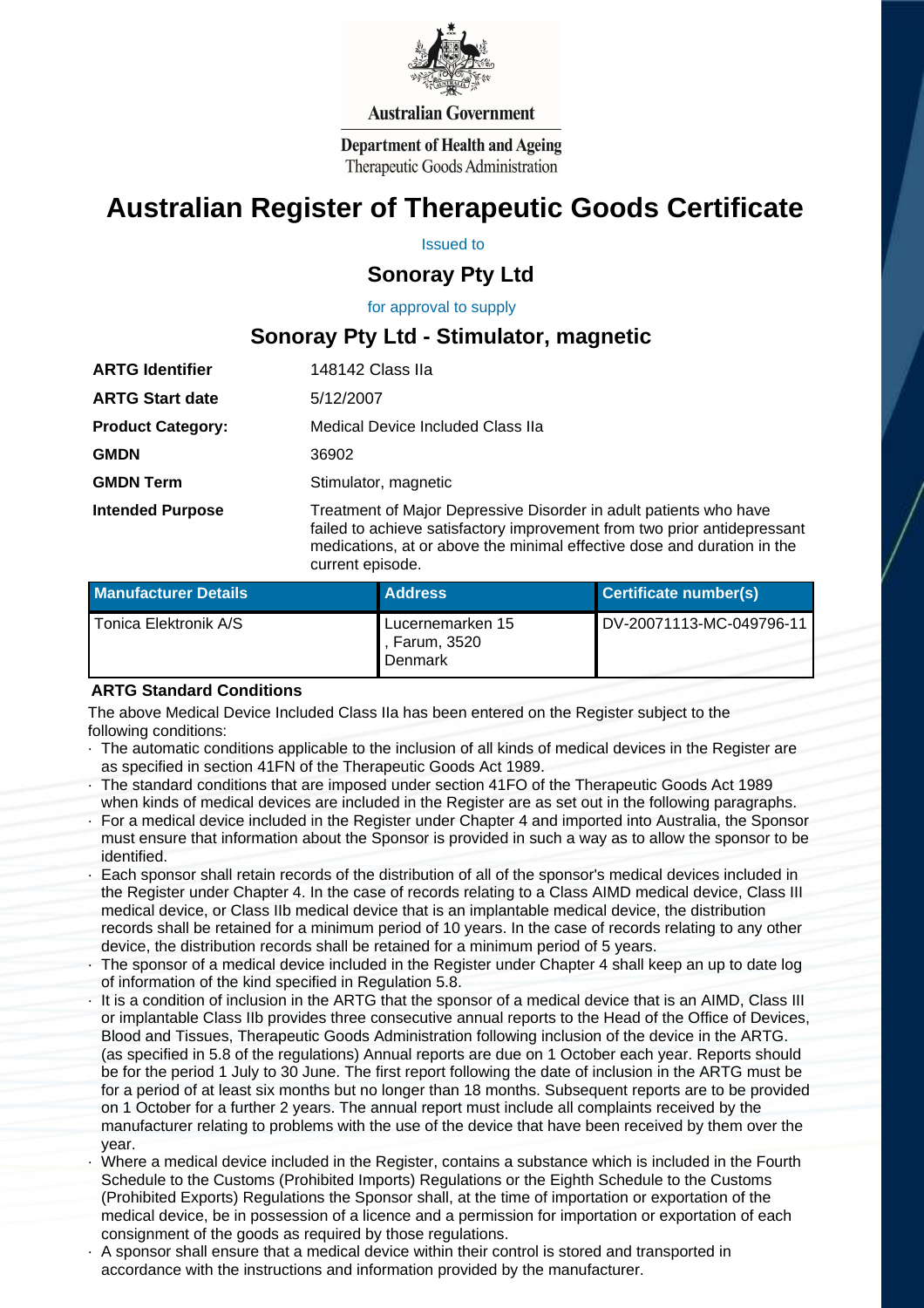Australian Government

Department of Health and Ageing
Therapeutic Goods Administration

# Australian Register of Therapeutic Goods Certificate

Issued to

## Sonoray Pty Ltd

for approval to supply

## Sonoray Pty Ltd - Stimulator, magnetic

| | |
|---|---|
| **ARTG Identifier** | 148142 Class IIa |
| **ARTG Start date** | 5/12/2007 |
| **Product Category:** | Medical Device Included Class IIa |
| **GMDN** | 36902 |
| **GMDN Term** | Stimulator, magnetic |
| **Intended Purpose** | Treatment of Major Depressive Disorder in adult patients who have failed to achieve satisfactory improvement from two prior antidepressant medications, at or above the minimal effective dose and duration in the current episode. |

| Manufacturer Details | Address | Certificate number(s) |
|---|---|---|
| Tonica Elektronik A/S | Lucernemarken 15 , Farum, 3520 Denmark | DV-20071113-MC-049796-11 |

**ARTG Standard Conditions**

The above Medical Device Included Class IIa has been entered on the Register subject to the following conditions:

- The automatic conditions applicable to the inclusion of all kinds of medical devices in the Register are as specified in section 41FN of the Therapeutic Goods Act 1989.
- The standard conditions that are imposed under section 41FO of the Therapeutic Goods Act 1989 when kinds of medical devices are included in the Register are as set out in the following paragraphs.
- For a medical device included in the Register under Chapter 4 and imported into Australia, the Sponsor must ensure that information about the Sponsor is provided in such a way as to allow the sponsor to be identified.
- Each sponsor shall retain records of the distribution of all of the sponsor's medical devices included in the Register under Chapter 4. In the case of records relating to a Class AIMD medical device, Class III medical device, or Class IIb medical device that is an implantable medical device, the distribution records shall be retained for a minimum period of 10 years. In the case of records relating to any other device, the distribution records shall be retained for a minimum period of 5 years.
- The sponsor of a medical device included in the Register under Chapter 4 shall keep an up to date log of information of the kind specified in Regulation 5.8.
- It is a condition of inclusion in the ARTG that the sponsor of a medical device that is an AIMD, Class III or implantable Class IIb provides three consecutive annual reports to the Head of the Office of Devices, Blood and Tissues, Therapeutic Goods Administration following inclusion of the device in the ARTG. (as specified in 5.8 of the regulations) Annual reports are due on 1 October each year. Reports should be for the period 1 July to 30 June. The first report following the date of inclusion in the ARTG must be for a period of at least six months but no longer than 18 months. Subsequent reports are to be provided on 1 October for a further 2 years. The annual report must include all complaints received by the manufacturer relating to problems with the use of the device that have been received by them over the year.
- Where a medical device included in the Register, contains a substance which is included in the Fourth Schedule to the Customs (Prohibited Imports) Regulations or the Eighth Schedule to the Customs (Prohibited Exports) Regulations the Sponsor shall, at the time of importation or exportation of the medical device, be in possession of a licence and a permission for importation or exportation of each consignment of the goods as required by those regulations.
- A sponsor shall ensure that a medical device within their control is stored and transported in accordance with the instructions and information provided by the manufacturer.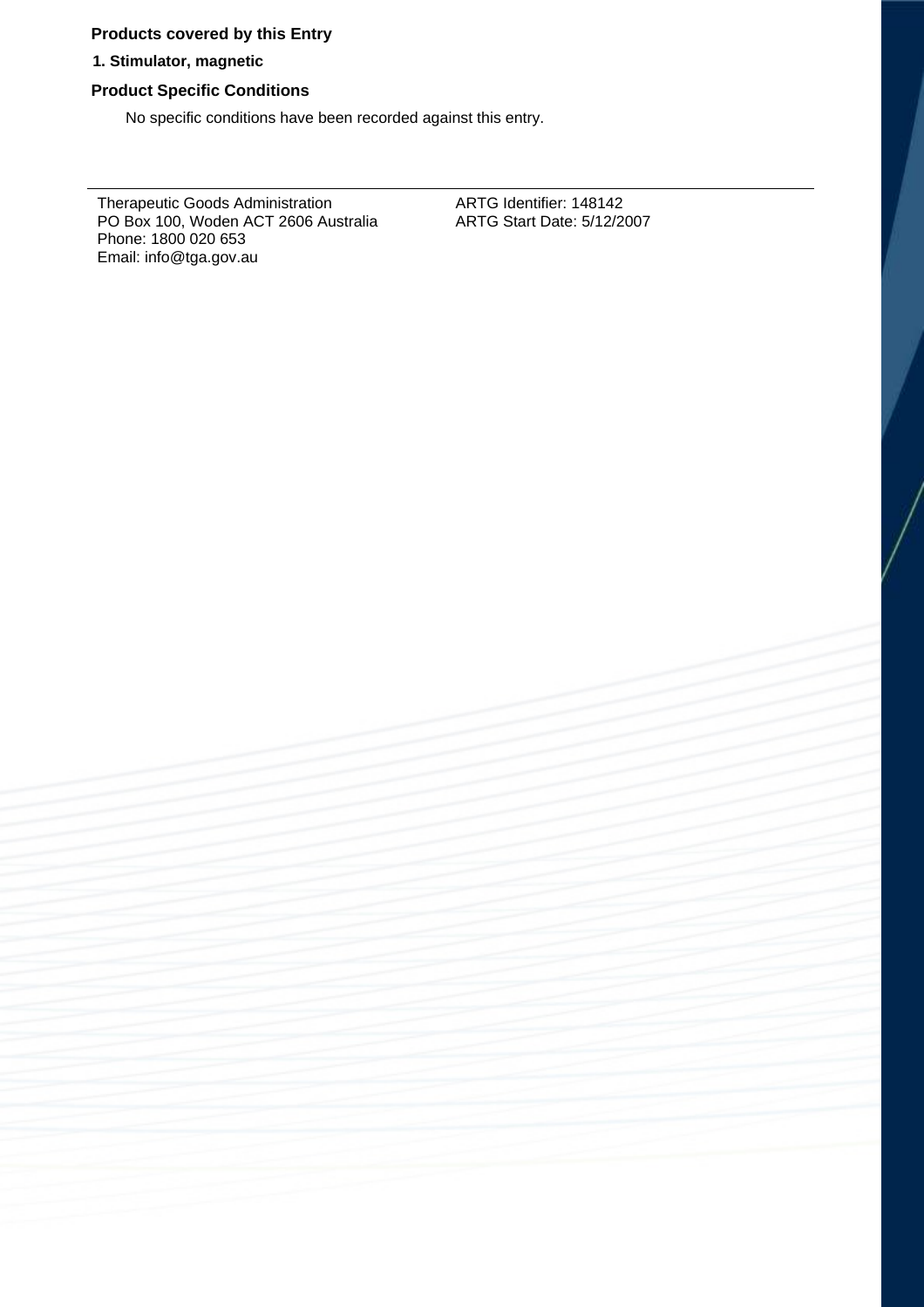**Products covered by this Entry**

**1. Stimulator, magnetic**

**Product Specific Conditions**

No specific conditions have been recorded against this entry.

---

Therapeutic Goods Administration
PO Box 100, Woden ACT 2606 Australia
Phone: 1800 020 653
Email: info@tga.gov.au

ARTG Identifier: 148142
ARTG Start Date: 5/12/2007